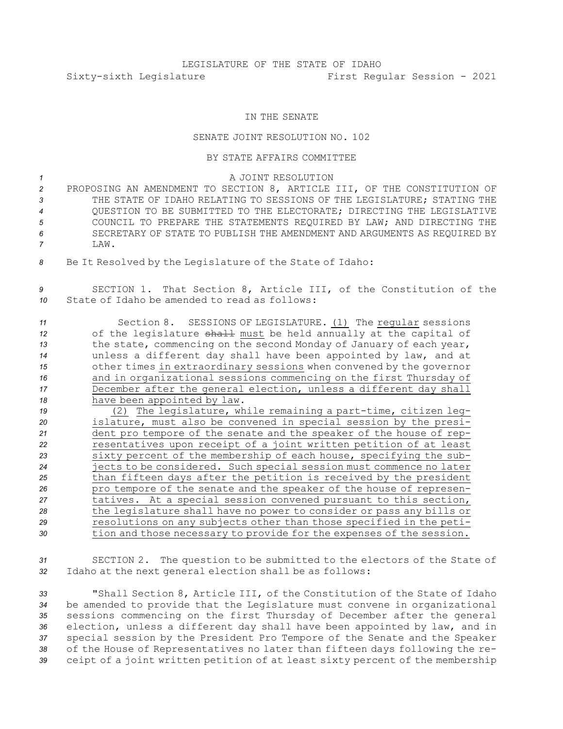LEGISLATURE OF THE STATE OF IDAHO

Sixty-sixth Legislature First Regular Session - 2021

IN THE SENATE

SENATE JOINT RESOLUTION NO. 102

BY STATE AFFAIRS COMMITTEE

A JOINT RESOLUTION

PROPOSING AN AMENDMENT TO SECTION 8, ARTICLE III, OF THE CONSTITUTION OF THE STATE OF IDAHO RELATING TO SESSIONS OF THE LEGISLATURE; STATING THE QUESTION TO BE SUBMITTED TO THE ELECTORATE; DIRECTING THE LEGISLATIVE COUNCIL TO PREPARE THE STATEMENTS REQUIRED BY LAW; AND DIRECTING THE SECRETARY OF STATE TO PUBLISH THE AMENDMENT AND ARGUMENTS AS REQUIRED BY LAW.

Be It Resolved by the Legislature of the State of Idaho:

SECTION 1. That Section 8, Article III, of the Constitution of the State of Idaho be amended to read as follows:

Section 8. SESSIONS OF LEGISLATURE. <u>(1)</u> The <u>regular</u> sessions of the legislature ~~shall~~ <u>must</u> be held annually at the capital of the state, commencing on the second Monday of January of each year, unless a different day shall have been appointed by law, and at other times <u>in extraordinary sessions</u> when convened by the governor <u>and in organizational sessions commencing on the first Thursday of December after the general election, unless a different day shall have been appointed by law</u>.

<u>(2) The legislature, while remaining a part-time, citizen legislature, must also be convened in special session by the president pro tempore of the senate and the speaker of the house of representatives upon receipt of a joint written petition of at least sixty percent of the membership of each house, specifying the subjects to be considered. Such special session must commence no later than fifteen days after the petition is received by the president pro tempore of the senate and the speaker of the house of representatives. At a special session convened pursuant to this section, the legislature shall have no power to consider or pass any bills or resolutions on any subjects other than those specified in the petition and those necessary to provide for the expenses of the session.</u>

SECTION 2. The question to be submitted to the electors of the State of Idaho at the next general election shall be as follows:

"Shall Section 8, Article III, of the Constitution of the State of Idaho be amended to provide that the Legislature must convene in organizational sessions commencing on the first Thursday of December after the general election, unless a different day shall have been appointed by law, and in special session by the President Pro Tempore of the Senate and the Speaker of the House of Representatives no later than fifteen days following the receipt of a joint written petition of at least sixty percent of the membership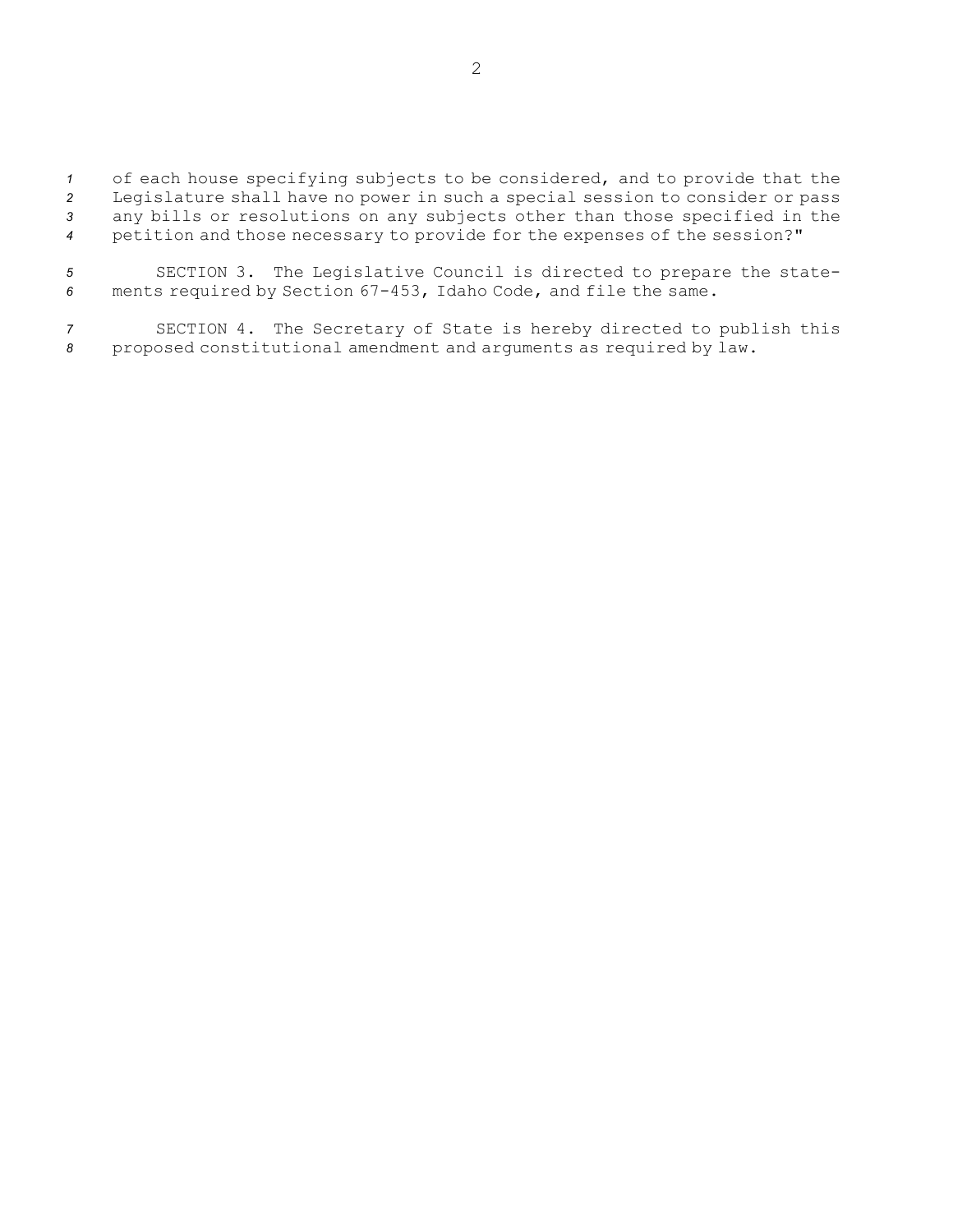of each house specifying subjects to be considered, and to provide that the Legislature shall have no power in such a special session to consider or pass any bills or resolutions on any subjects other than those specified in the petition and those necessary to provide for the expenses of the session?"

SECTION 3. The Legislative Council is directed to prepare the statements required by Section 67-453, Idaho Code, and file the same.

SECTION 4. The Secretary of State is hereby directed to publish this proposed constitutional amendment and arguments as required by law.